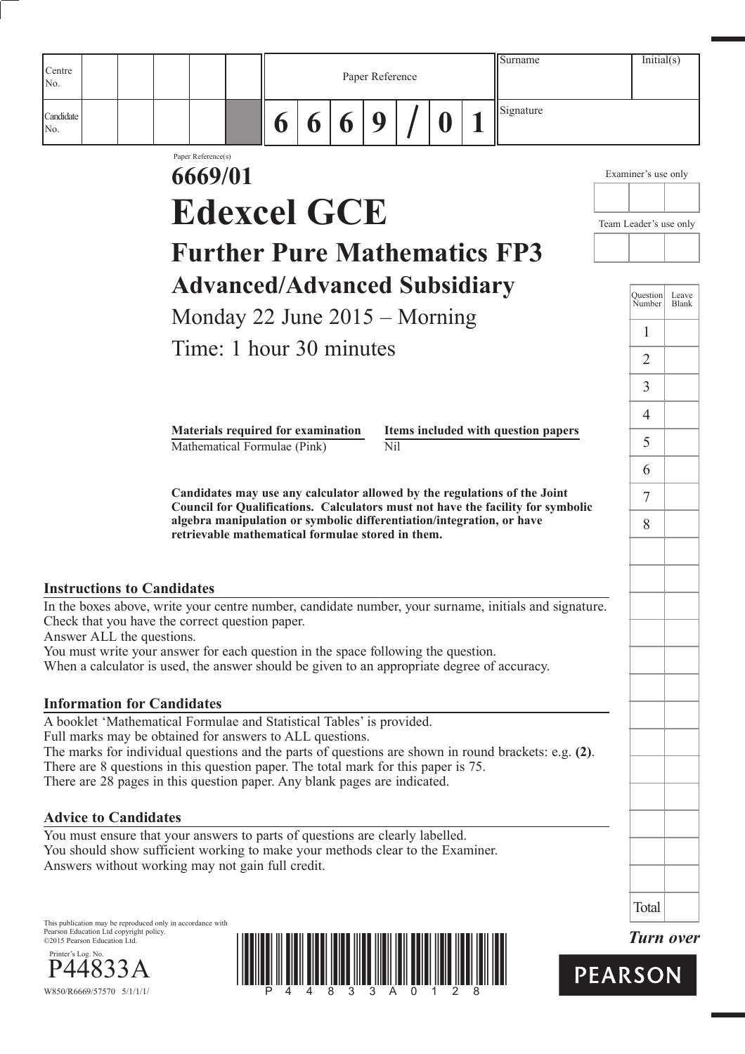| Centre No. | | | | | | Paper Reference | | | | | | | Surname | Initial(s) |
|---|---|---|---|---|---|---|---|---|---|---|---|---|---|---|
| Candidate No. | | | | | | 6 | 6 | 6 | 9 | / | 0 | 1 | Signature | |

Paper Reference(s)

# 6669/01

# Edexcel GCE

## Further Pure Mathematics FP3

## Advanced/Advanced Subsidiary

Monday 22 June 2015 – Morning

Time: 1 hour 30 minutes

| Materials required for examination | Items included with question papers |
|---|---|
| Mathematical Formulae (Pink) | Nil |

**Candidates may use any calculator allowed by the regulations of the Joint Council for Qualifications. Calculators must not have the facility for symbolic algebra manipulation or symbolic differentiation/integration, or have retrievable mathematical formulae stored in them.**

Examiner's use only

Team Leader's use only

| Question Number | Leave Blank |
|---|---|
| 1 | |
| 2 | |
| 3 | |
| 4 | |
| 5 | |
| 6 | |
| 7 | |
| 8 | |
| Total | |

### Instructions to Candidates

In the boxes above, write your centre number, candidate number, your surname, initials and signature.
Check that you have the correct question paper.
Answer ALL the questions.
You must write your answer for each question in the space following the question.
When a calculator is used, the answer should be given to an appropriate degree of accuracy.

### Information for Candidates

A booklet 'Mathematical Formulae and Statistical Tables' is provided.
Full marks may be obtained for answers to ALL questions.
The marks for individual questions and the parts of questions are shown in round brackets: e.g. **(2)**.
There are 8 questions in this question paper. The total mark for this paper is 75.
There are 28 pages in this question paper. Any blank pages are indicated.

### Advice to Candidates

You must ensure that your answers to parts of questions are clearly labelled.
You should show sufficient working to make your methods clear to the Examiner.
Answers without working may not gain full credit.

This publication may be reproduced only in accordance with Pearson Education Ltd copyright policy.
©2015 Pearson Education Ltd.

Printer's Log. No.
P44833A
W850/R6669/57570 5/1/1/1/

*Turn over*

PEARSON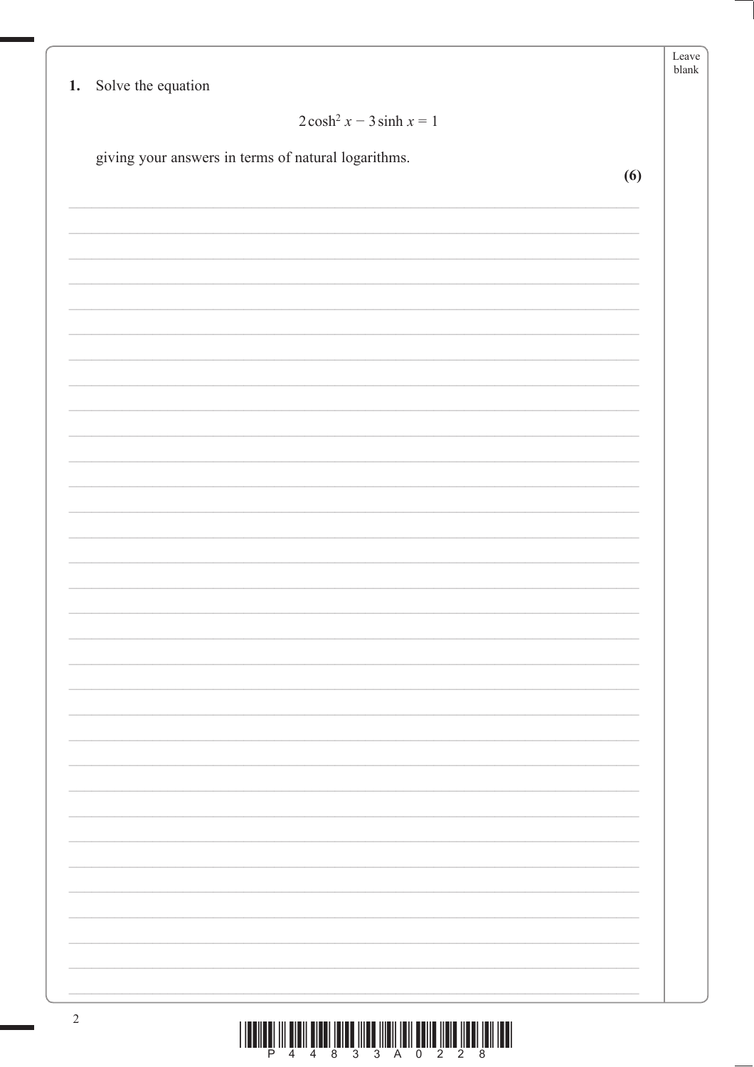1. Solve the equation

$$2\cosh^2 x - 3\sinh x = 1$$

giving your answers in terms of natural logarithms.

**(6)**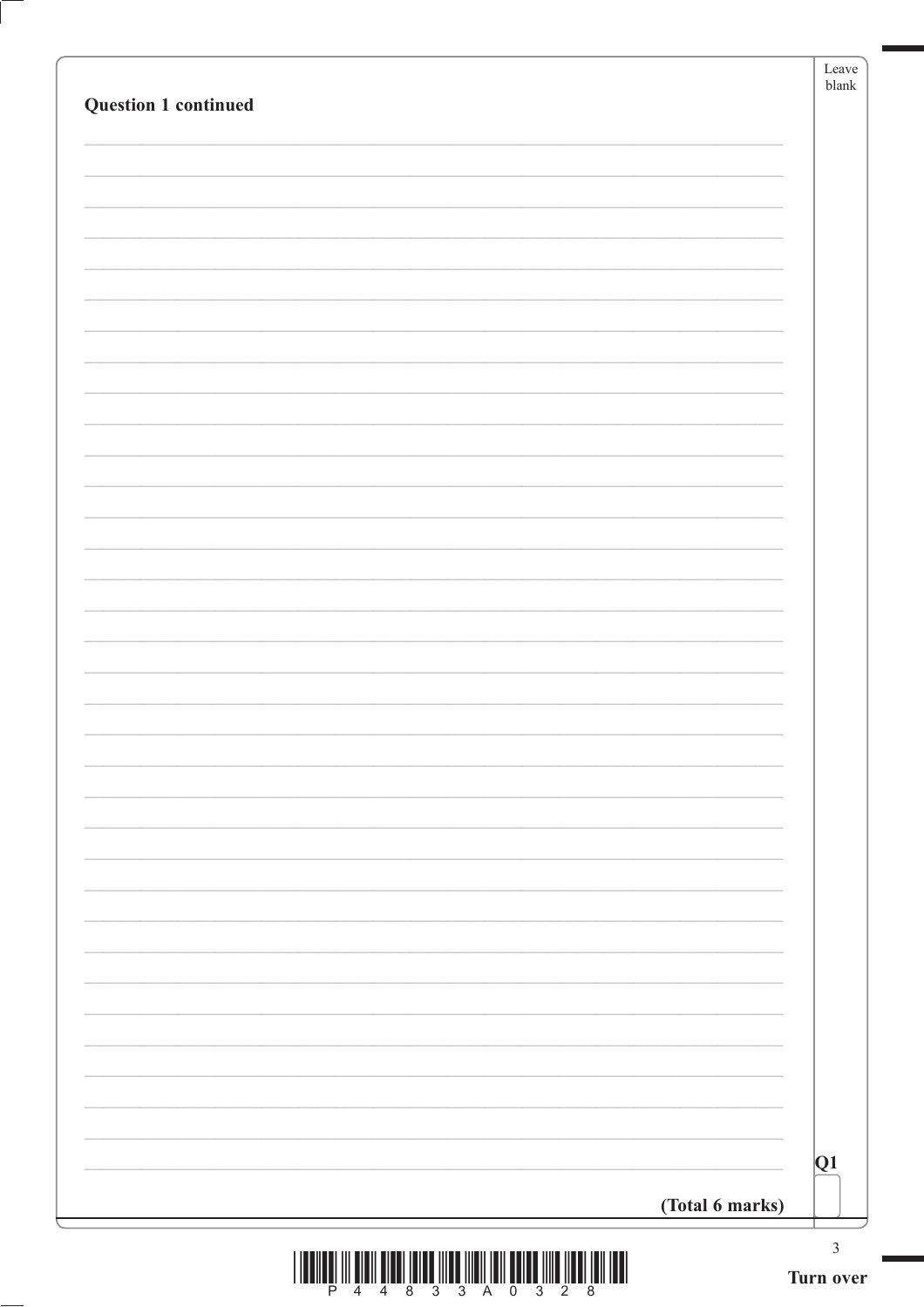**Question 1 continued**

**(Total 6 marks)**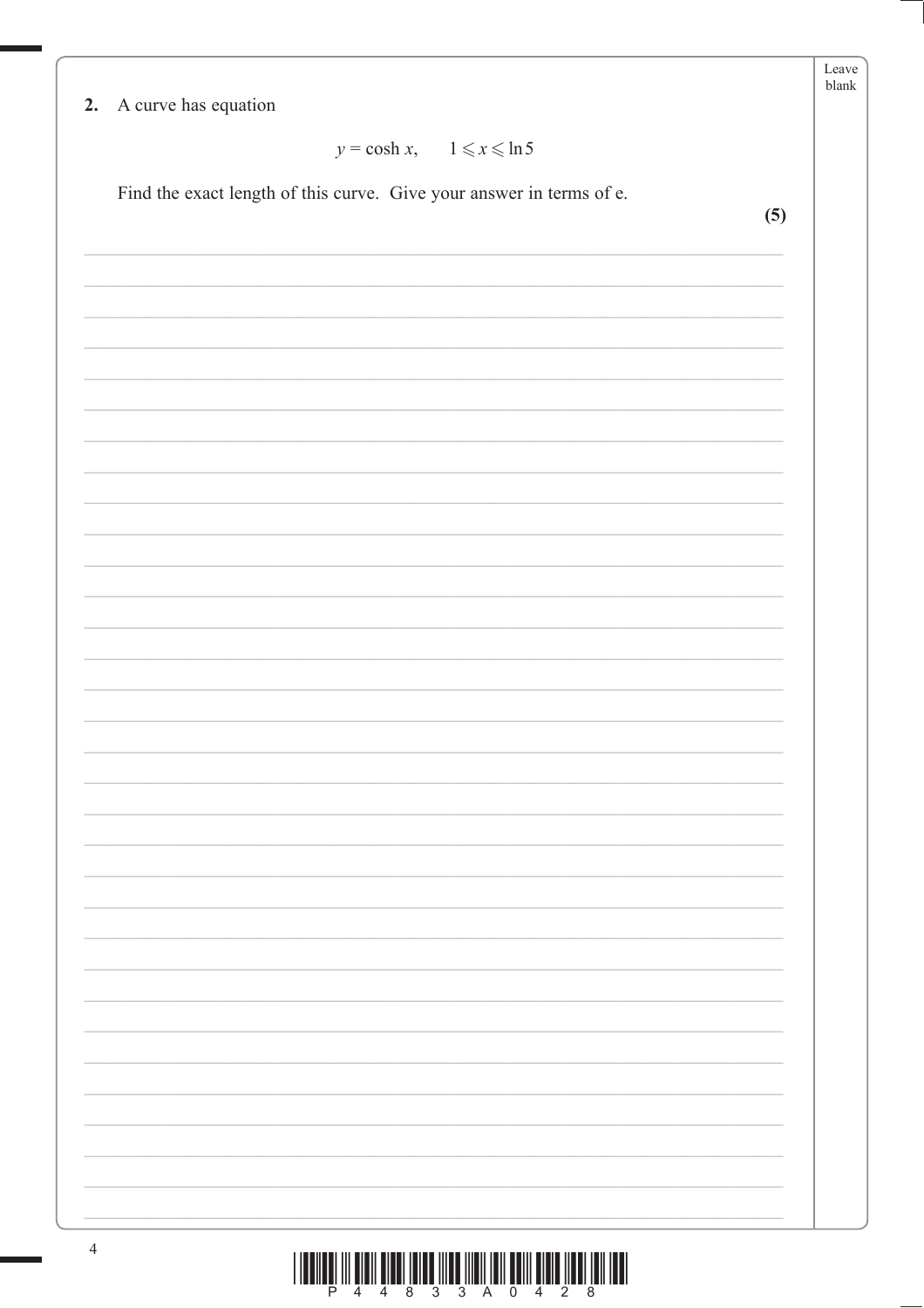**2.** A curve has equation

$$y = \cosh x, \quad 1 \leqslant x \leqslant \ln 5$$

Find the exact length of this curve. Give your answer in terms of e.

**(5)**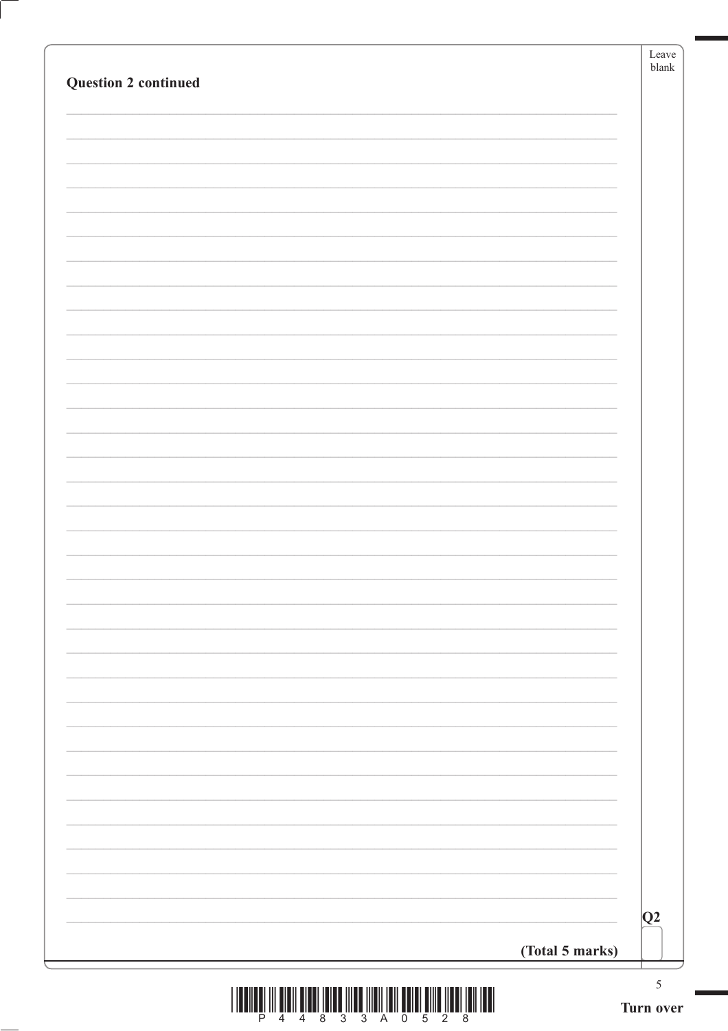**Question 2 continued**

**(Total 5 marks)**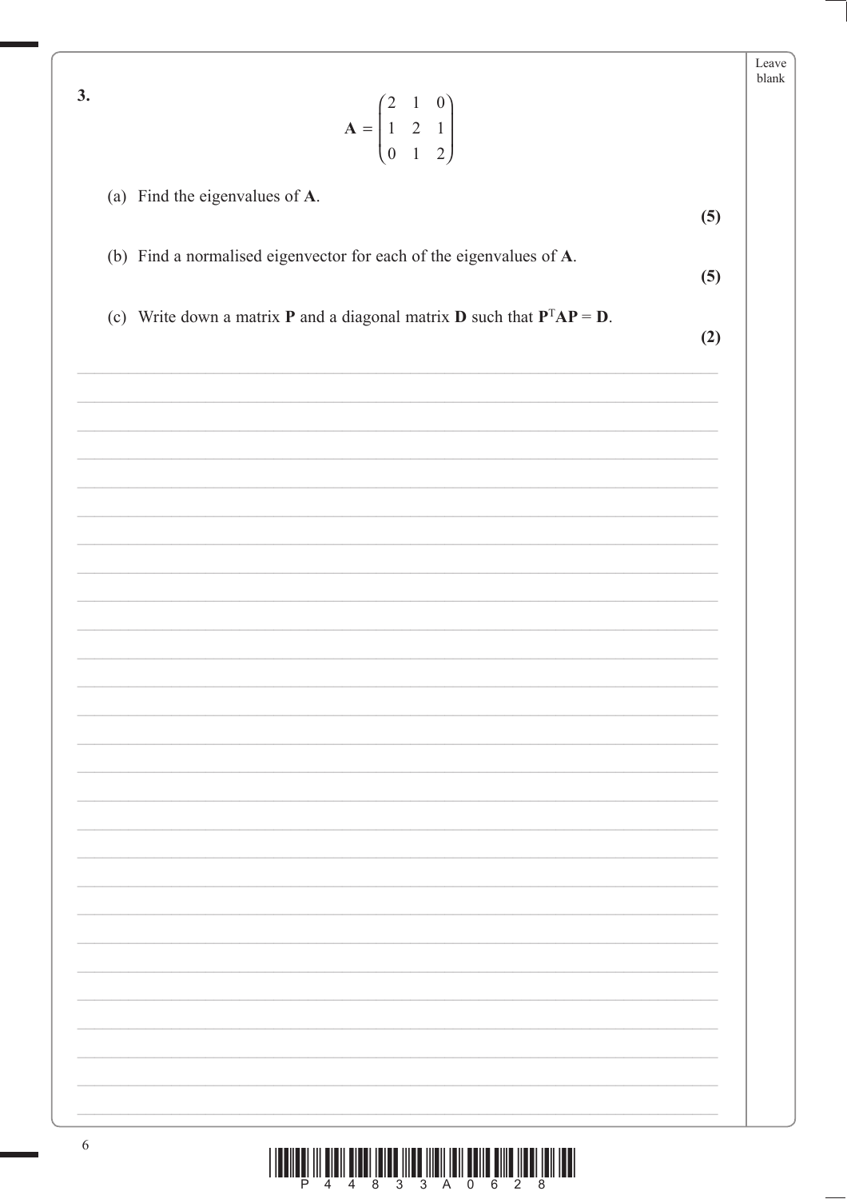**3.**

$$\mathbf{A} = \begin{pmatrix} 2 & 1 & 0 \\ 1 & 2 & 1 \\ 0 & 1 & 2 \end{pmatrix}$$

(a) Find the eigenvalues of $\mathbf{A}$.
**(5)**

(b) Find a normalised eigenvector for each of the eigenvalues of $\mathbf{A}$.
**(5)**

(c) Write down a matrix $\mathbf{P}$ and a diagonal matrix $\mathbf{D}$ such that $\mathbf{P}^{\mathrm{T}}\mathbf{A}\mathbf{P} = \mathbf{D}$.
**(2)**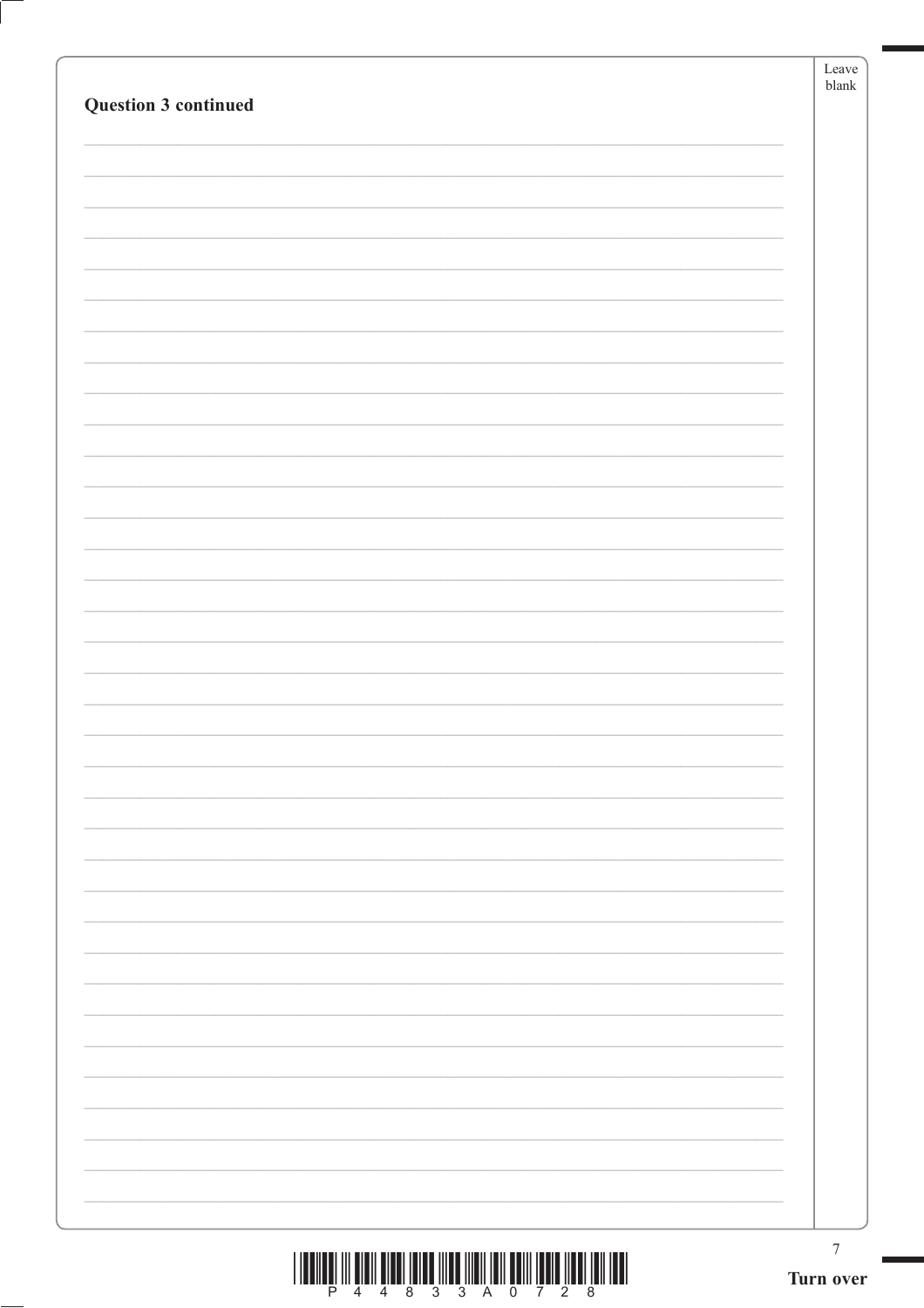**Question 3 continued**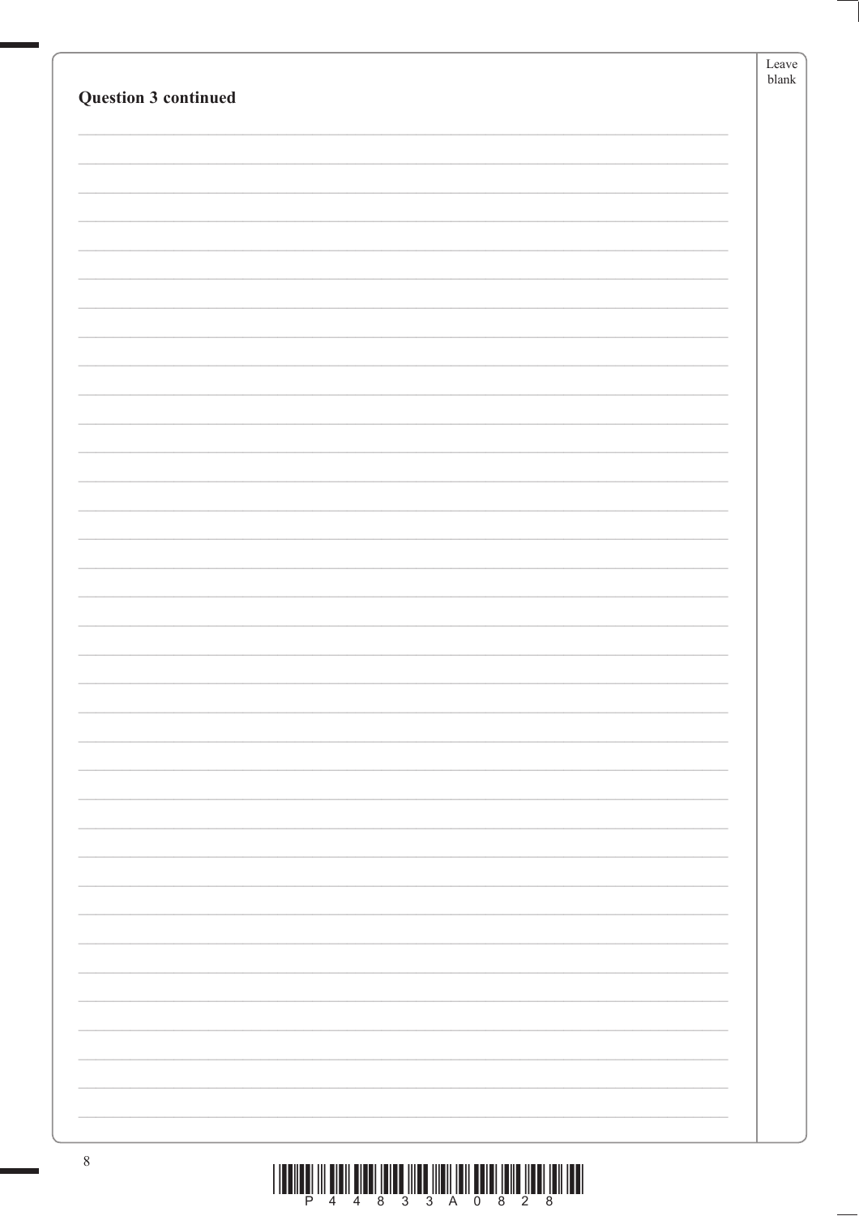**Question 3 continued**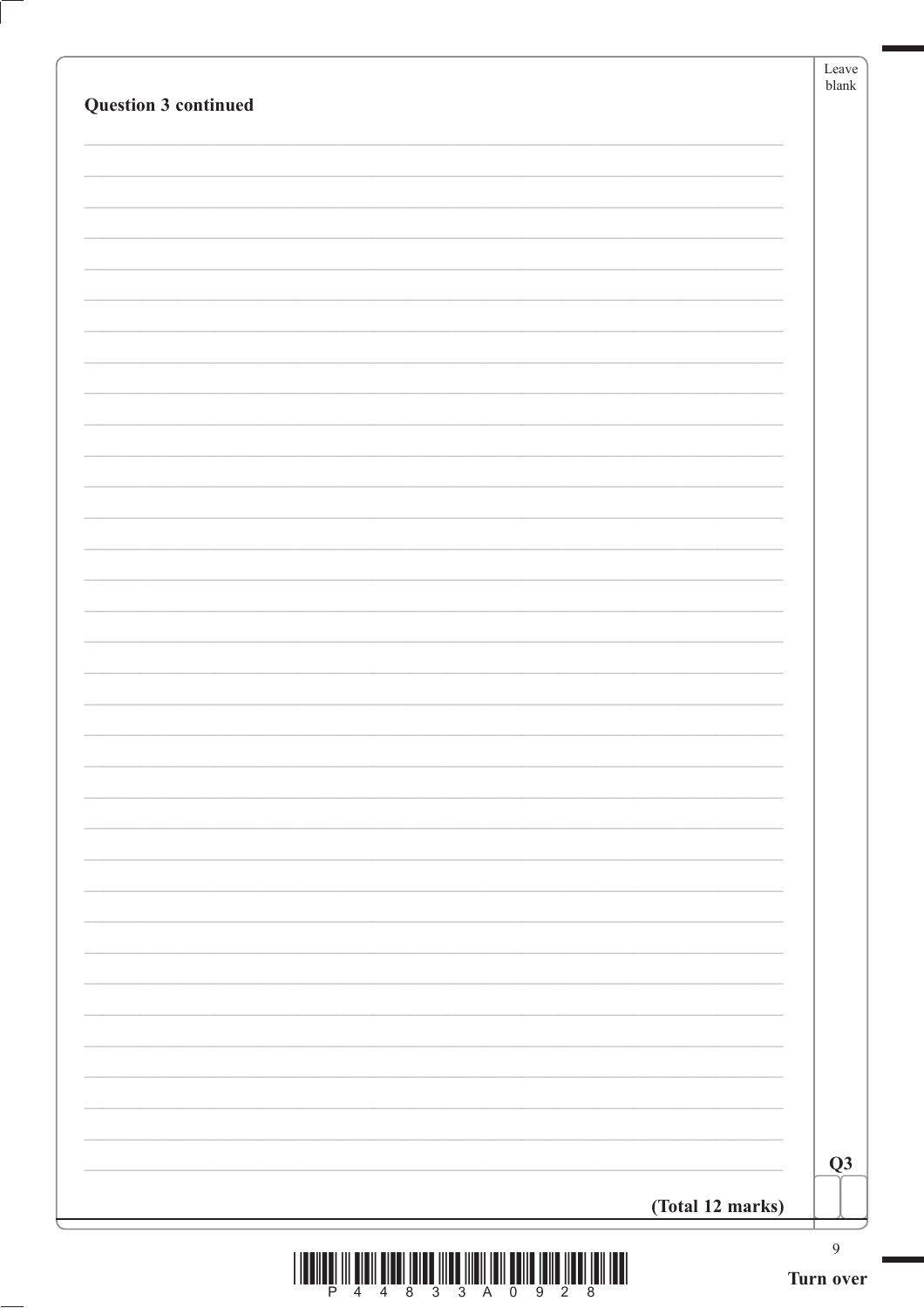**Question 3 continued**

**(Total 12 marks)**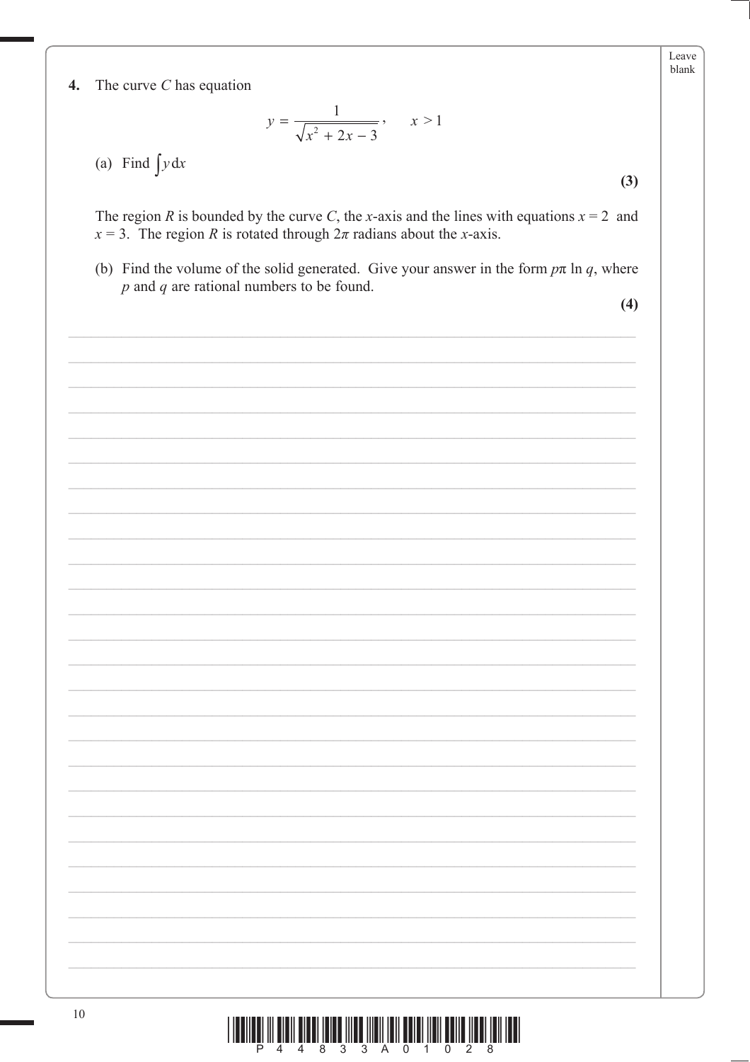**4.** The curve $C$ has equation

$$y = \frac{1}{\sqrt{x^2 + 2x - 3}}, \qquad x > 1$$

(a) Find $\int y \, dx$

**(3)**

The region $R$ is bounded by the curve $C$, the $x$-axis and the lines with equations $x = 2$ and $x = 3$. The region $R$ is rotated through $2\pi$ radians about the $x$-axis.

(b) Find the volume of the solid generated. Give your answer in the form $p\pi \ln q$, where $p$ and $q$ are rational numbers to be found.

**(4)**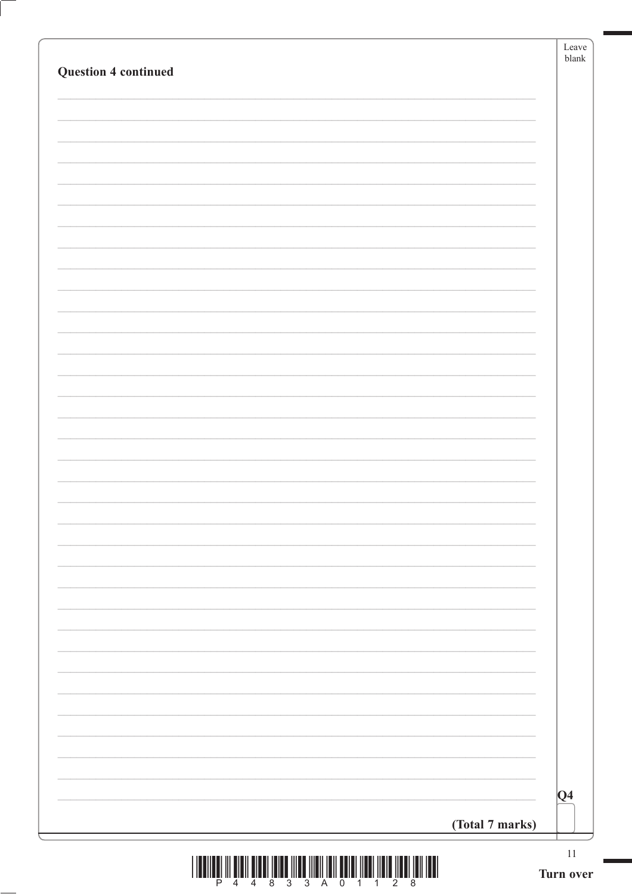**Question 4 continued**

Q4

**(Total 7 marks)**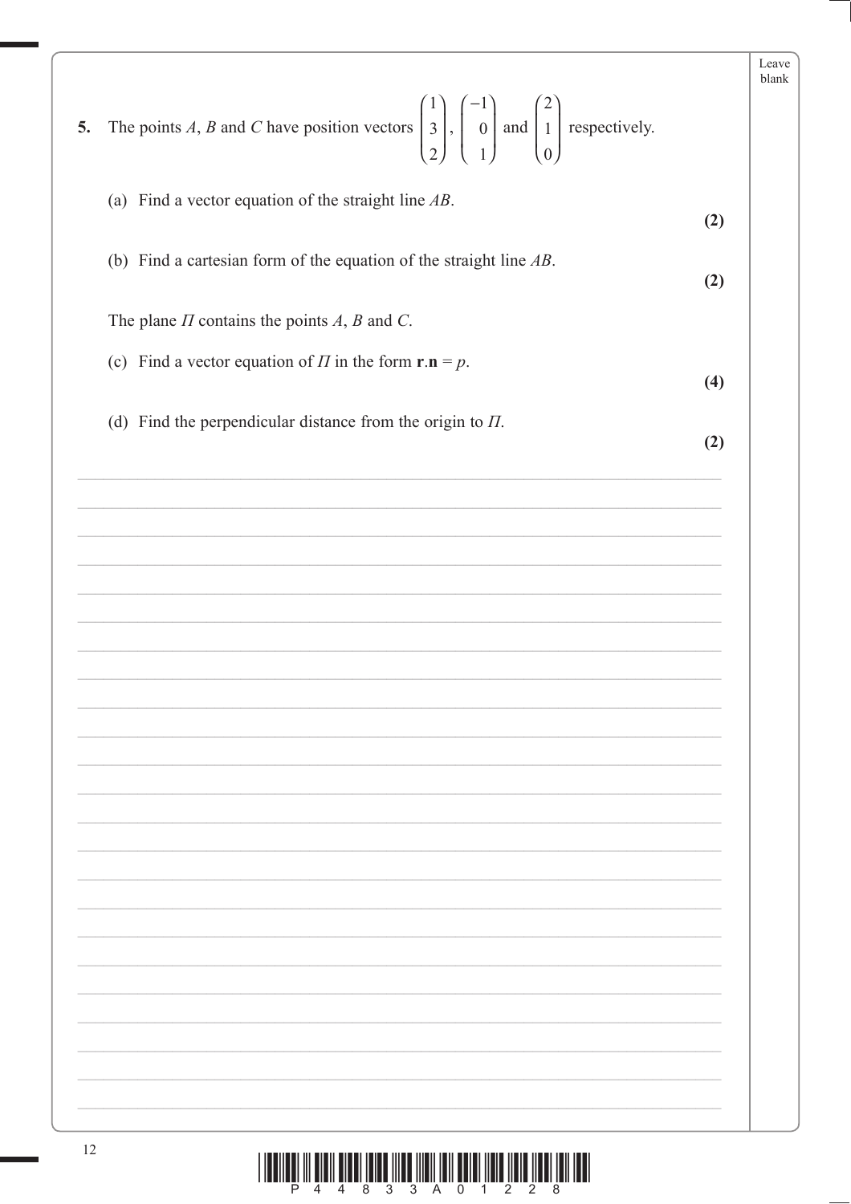**5.** The points $A$, $B$ and $C$ have position vectors $\begin{pmatrix} 1 \\ 3 \\ 2 \end{pmatrix}$, $\begin{pmatrix} -1 \\ 0 \\ 1 \end{pmatrix}$ and $\begin{pmatrix} 2 \\ 1 \\ 0 \end{pmatrix}$ respectively.

(a) Find a vector equation of the straight line $AB$.
**(2)**

(b) Find a cartesian form of the equation of the straight line $AB$.
**(2)**

The plane $\Pi$ contains the points $A$, $B$ and $C$.

(c) Find a vector equation of $\Pi$ in the form $\mathbf{r}.\mathbf{n} = p$.
**(4)**

(d) Find the perpendicular distance from the origin to $\Pi$.
**(2)**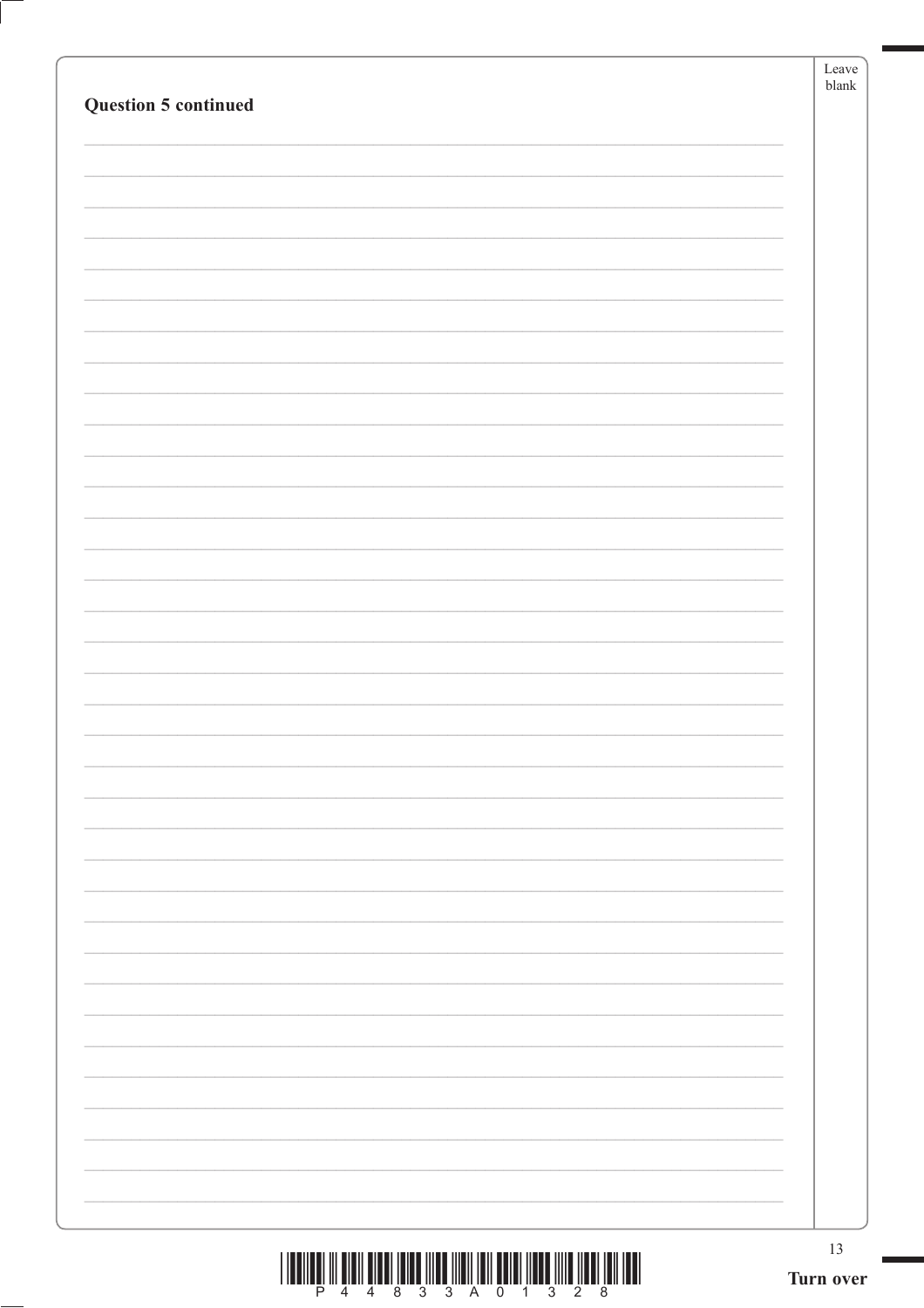**Question 5 continued**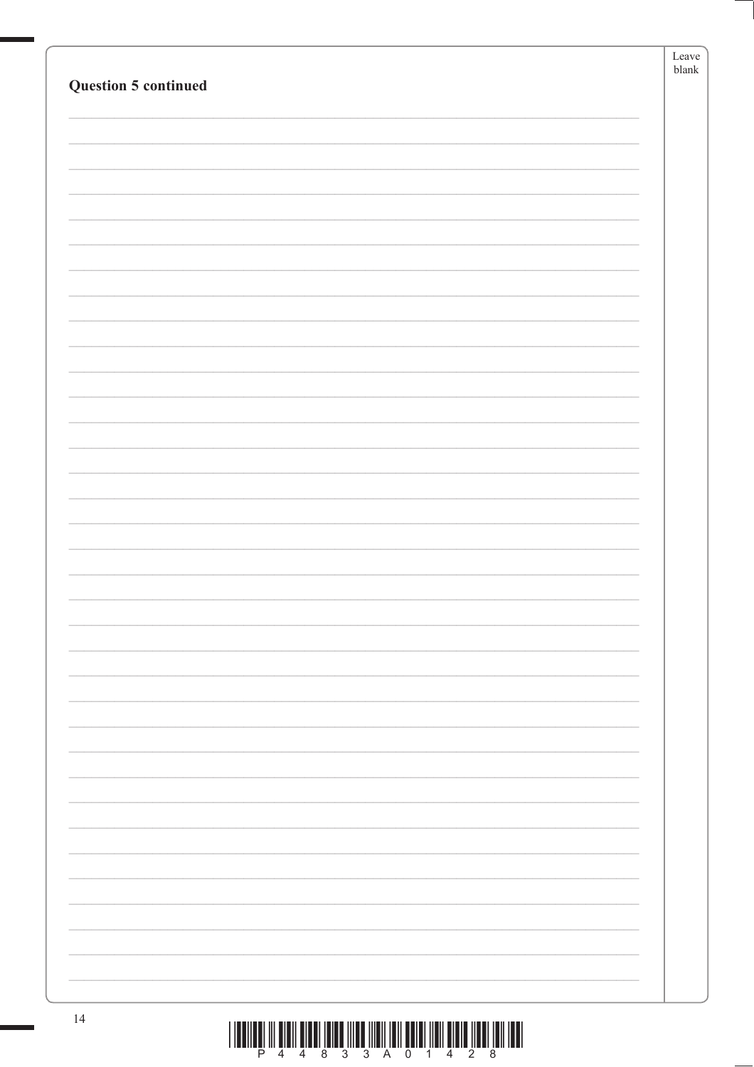**Question 5 continued**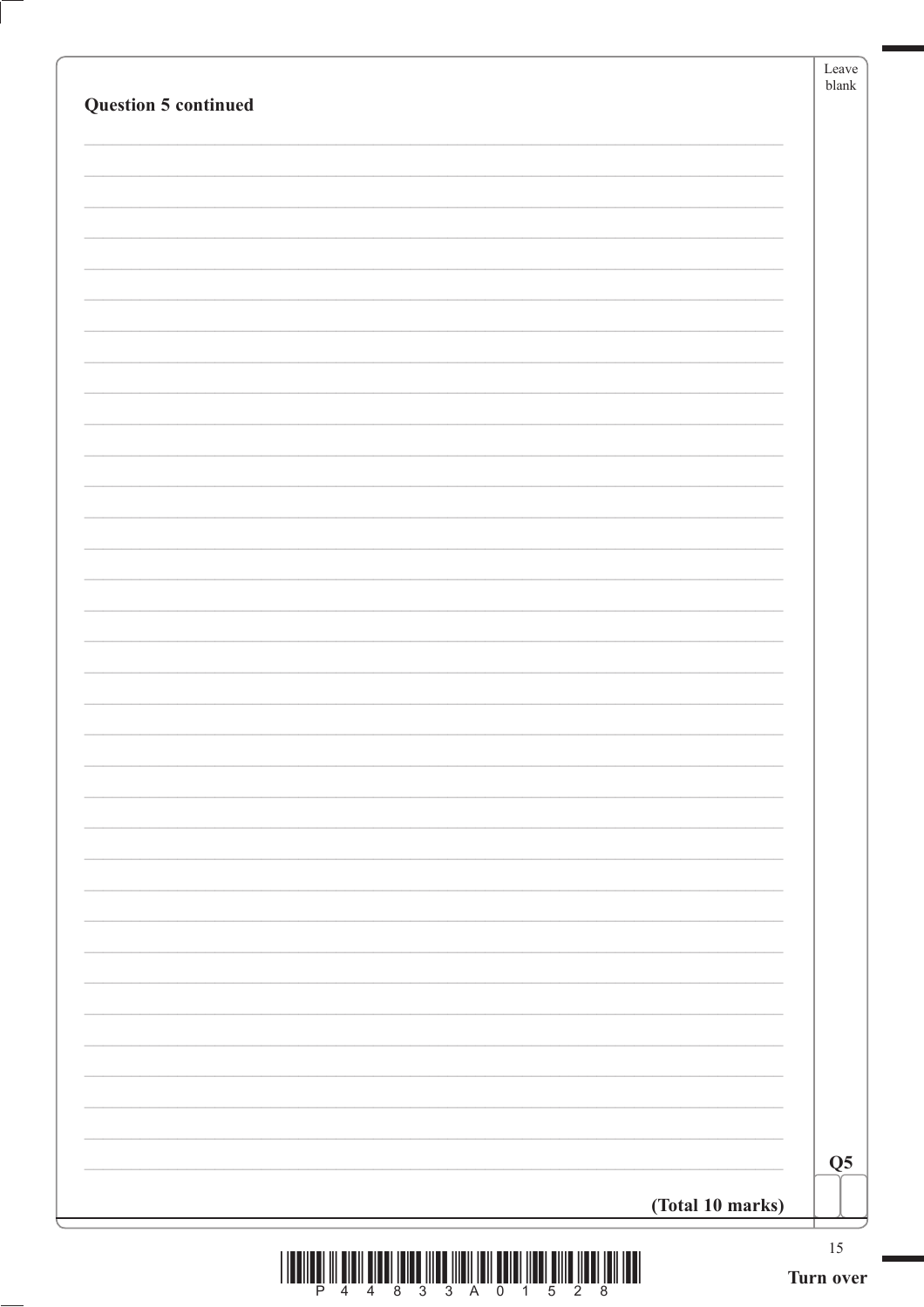**Question 5 continued**

Q5

**(Total 10 marks)**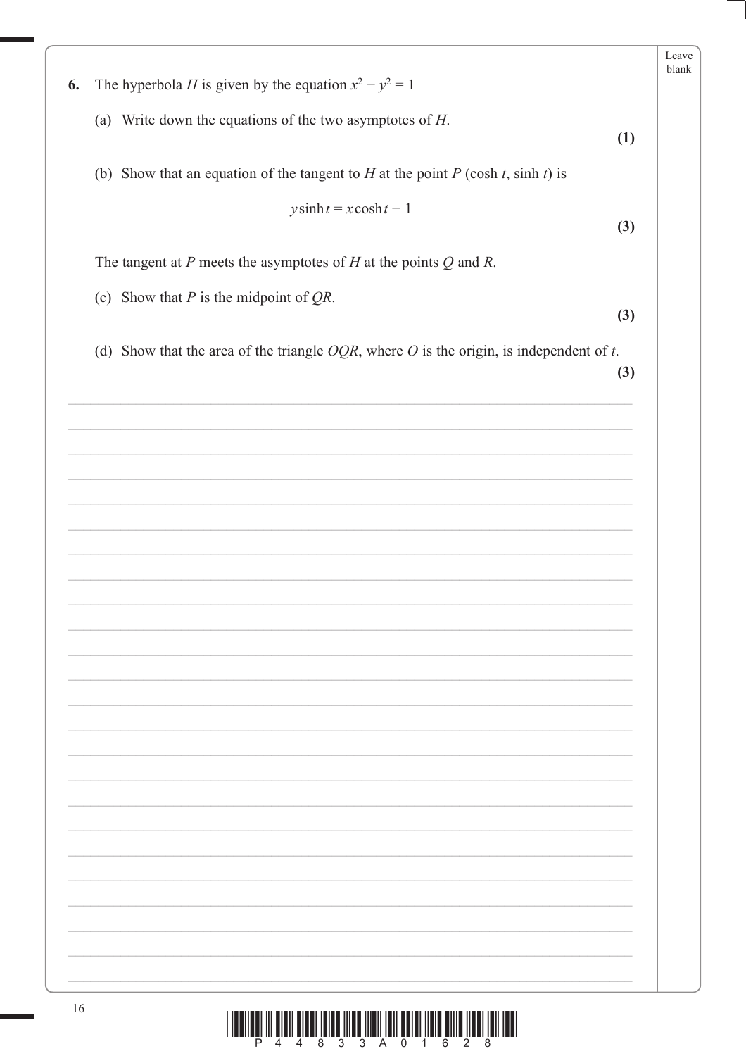**6.** The hyperbola $H$ is given by the equation $x^2 - y^2 = 1$

(a) Write down the equations of the two asymptotes of $H$.

**(1)**

(b) Show that an equation of the tangent to $H$ at the point $P$ $(\cosh t, \sinh t)$ is

$$y \sinh t = x \cosh t - 1$$

**(3)**

The tangent at $P$ meets the asymptotes of $H$ at the points $Q$ and $R$.

(c) Show that $P$ is the midpoint of $QR$.

**(3)**

(d) Show that the area of the triangle $OQR$, where $O$ is the origin, is independent of $t$.

**(3)**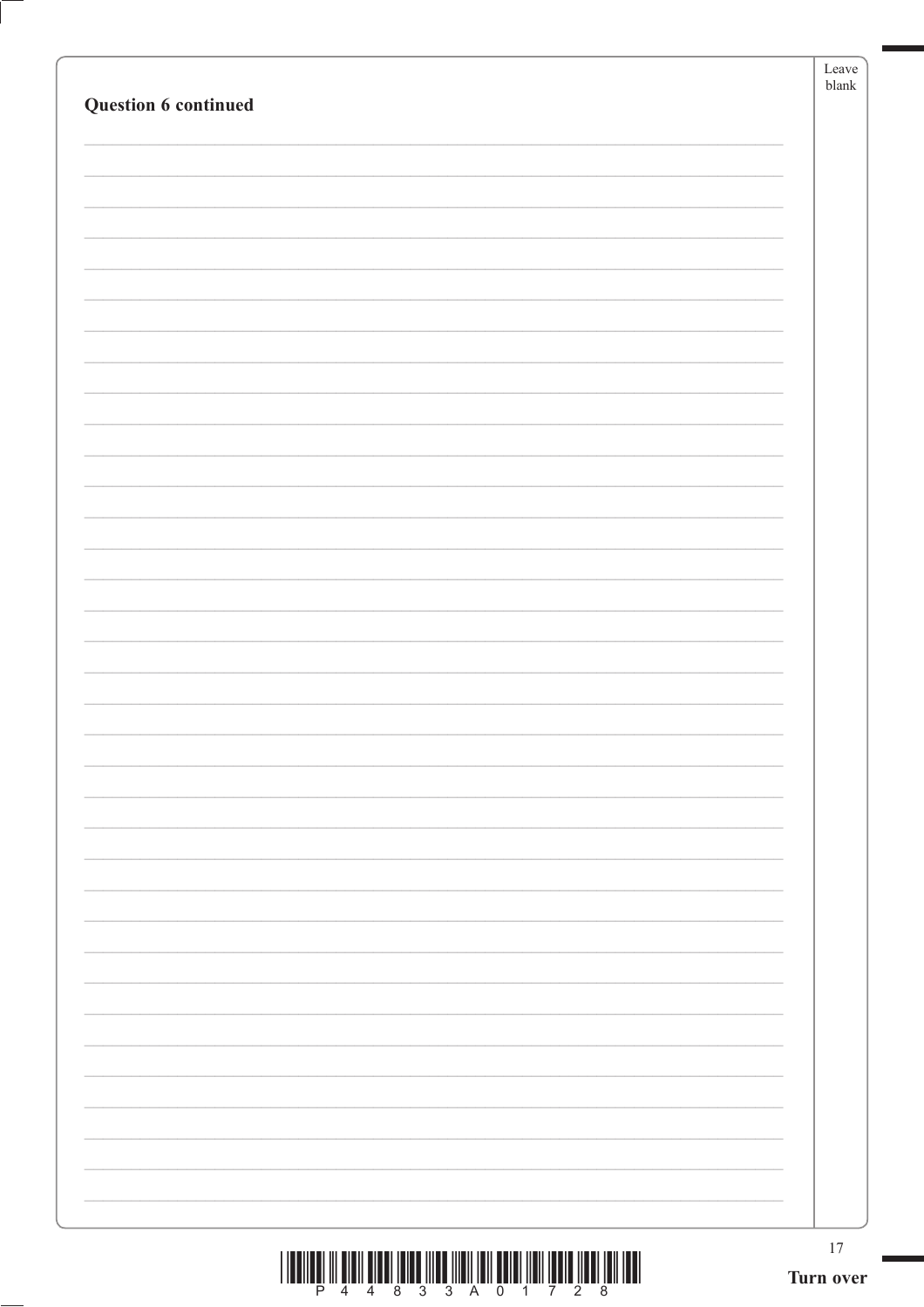**Question 6 continued**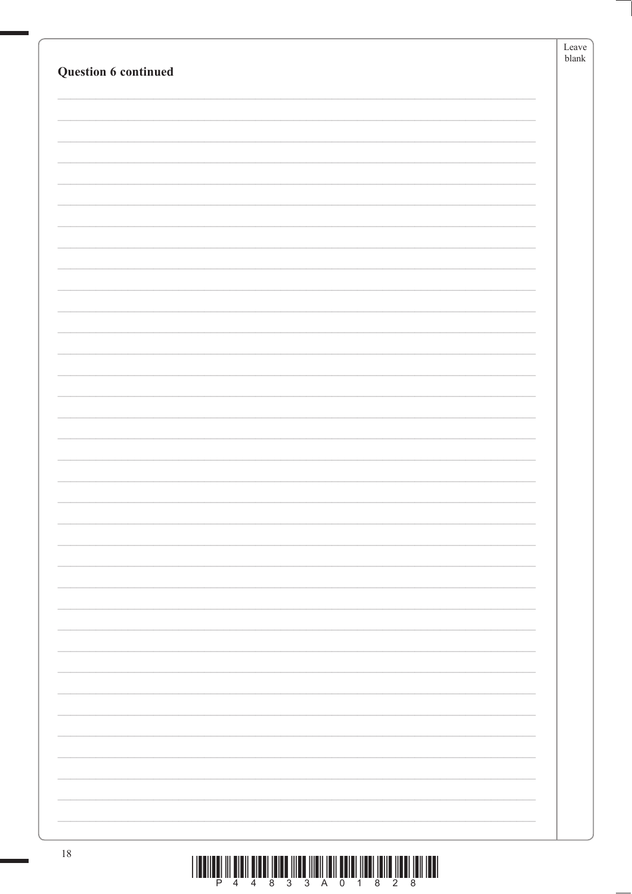**Question 6 continued**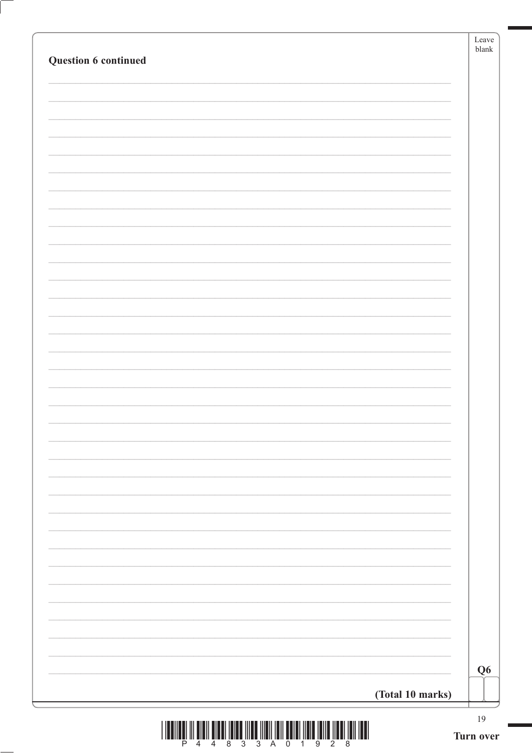**Question 6 continued**

**(Total 10 marks)**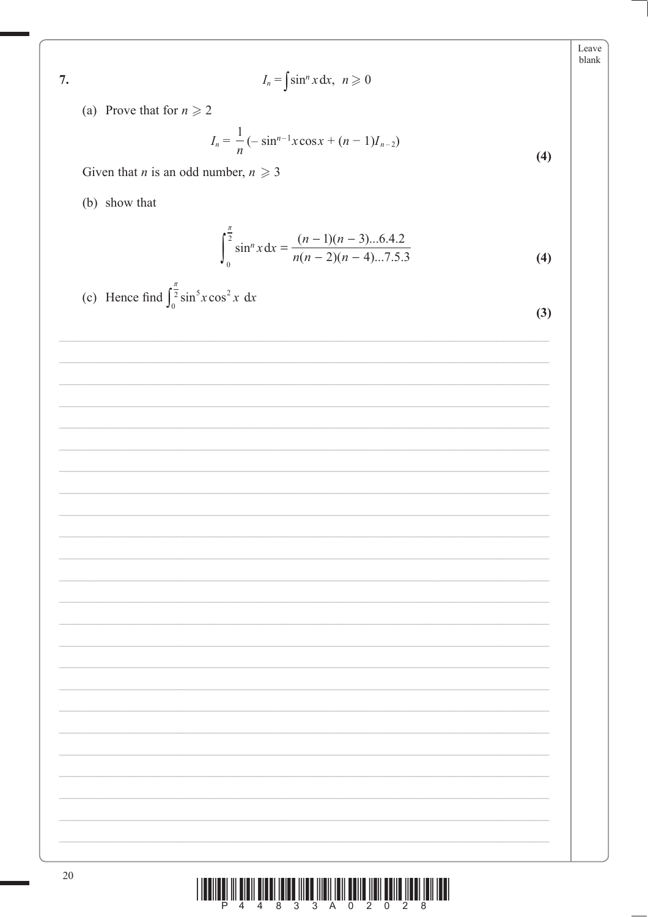**7.** $$I_n = \int \sin^n x \, dx, \quad n \geqslant 0$$

(a) Prove that for $n \geqslant 2$

$$I_n = \frac{1}{n}\left(-\sin^{n-1} x \cos x + (n-1)I_{n-2}\right)$$

**(4)**

Given that $n$ is an odd number, $n \geqslant 3$

(b) show that

$$\int_0^{\frac{\pi}{2}} \sin^n x \, dx = \frac{(n-1)(n-3)...6.4.2}{n(n-2)(n-4)...7.5.3}$$

**(4)**

(c) Hence find $\int_0^{\frac{\pi}{2}} \sin^5 x \cos^2 x \, dx$

**(3)**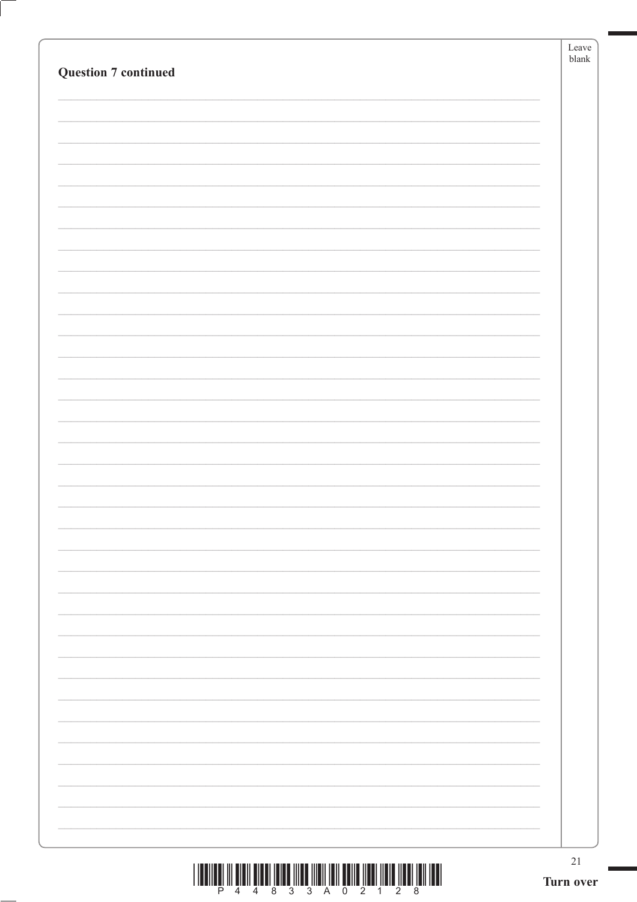**Question 7 continued**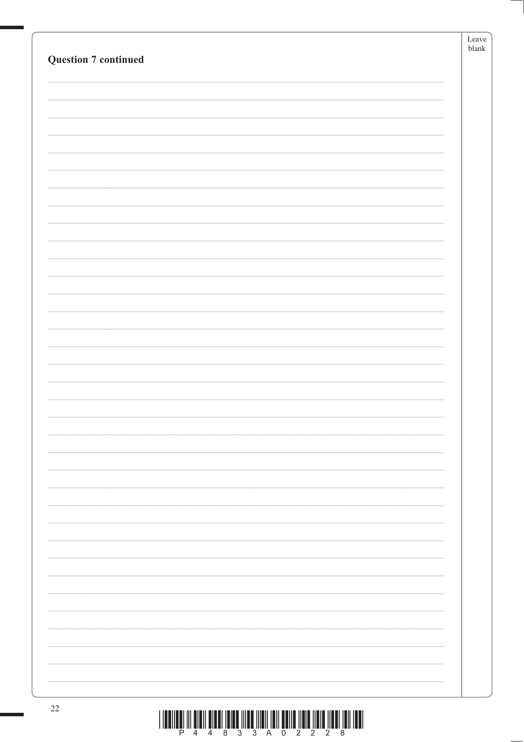**Question 7 continued**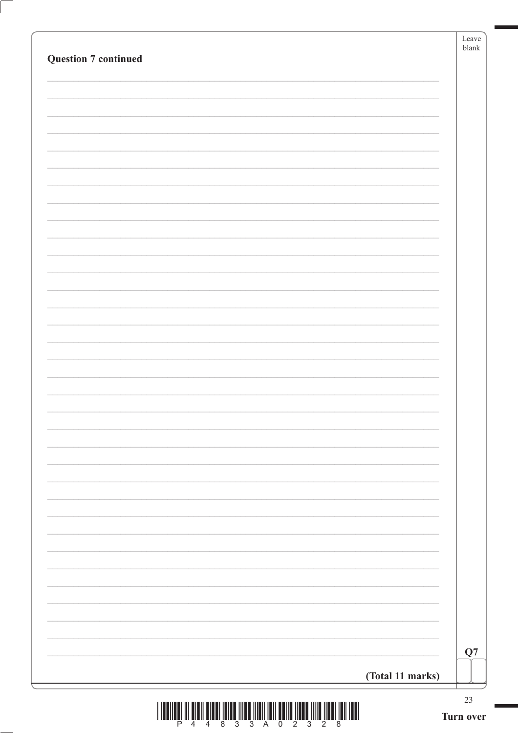**Question 7 continued**

**(Total 11 marks)**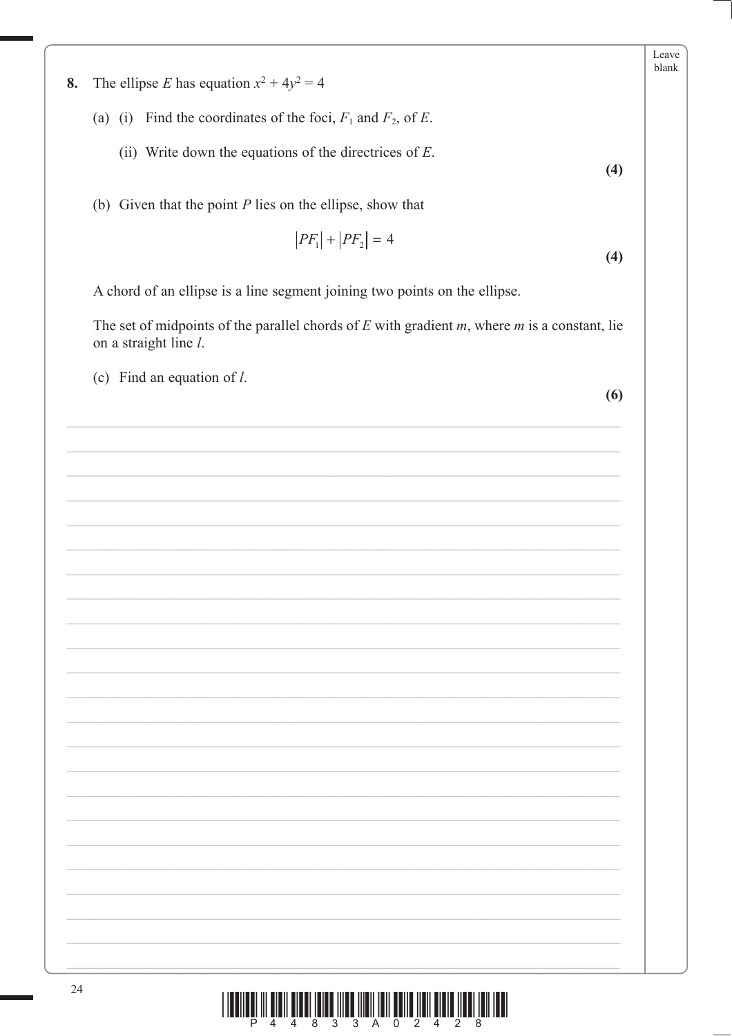**8.** The ellipse $E$ has equation $x^2 + 4y^2 = 4$

(a) (i) Find the coordinates of the foci, $F_1$ and $F_2$, of $E$.

(ii) Write down the equations of the directrices of $E$.

**(4)**

(b) Given that the point $P$ lies on the ellipse, show that

$$|PF_1| + |PF_2| = 4$$

**(4)**

A chord of an ellipse is a line segment joining two points on the ellipse.

The set of midpoints of the parallel chords of $E$ with gradient $m$, where $m$ is a constant, lie on a straight line $l$.

(c) Find an equation of $l$.

**(6)**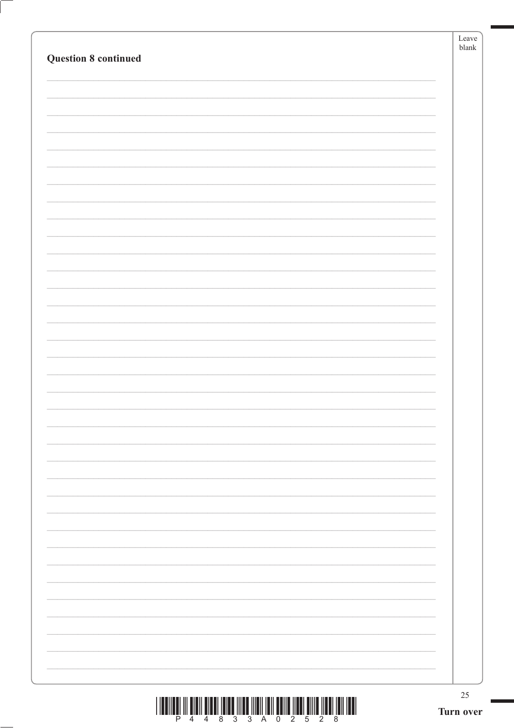**Question 8 continued**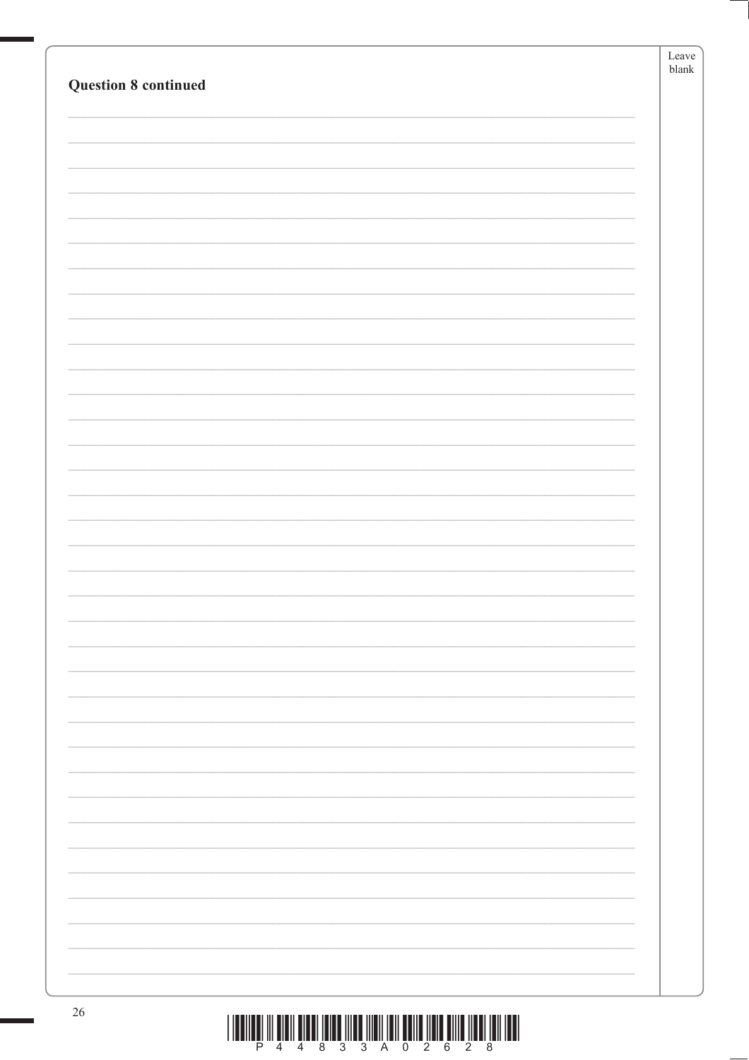**Question 8 continued**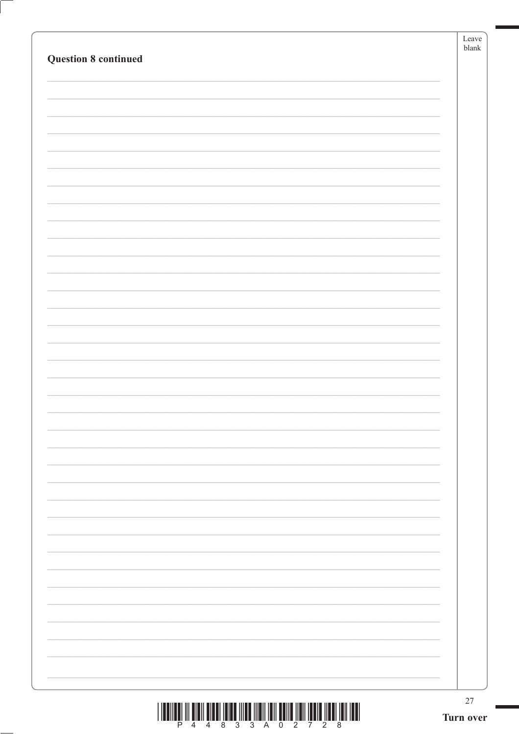**Question 8 continued**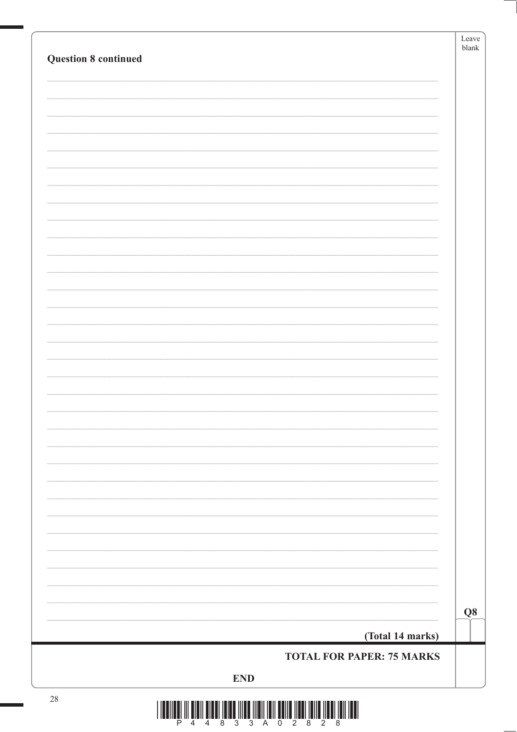**Question 8 continued**

(Total 14 marks)

**TOTAL FOR PAPER: 75 MARKS**

**END**